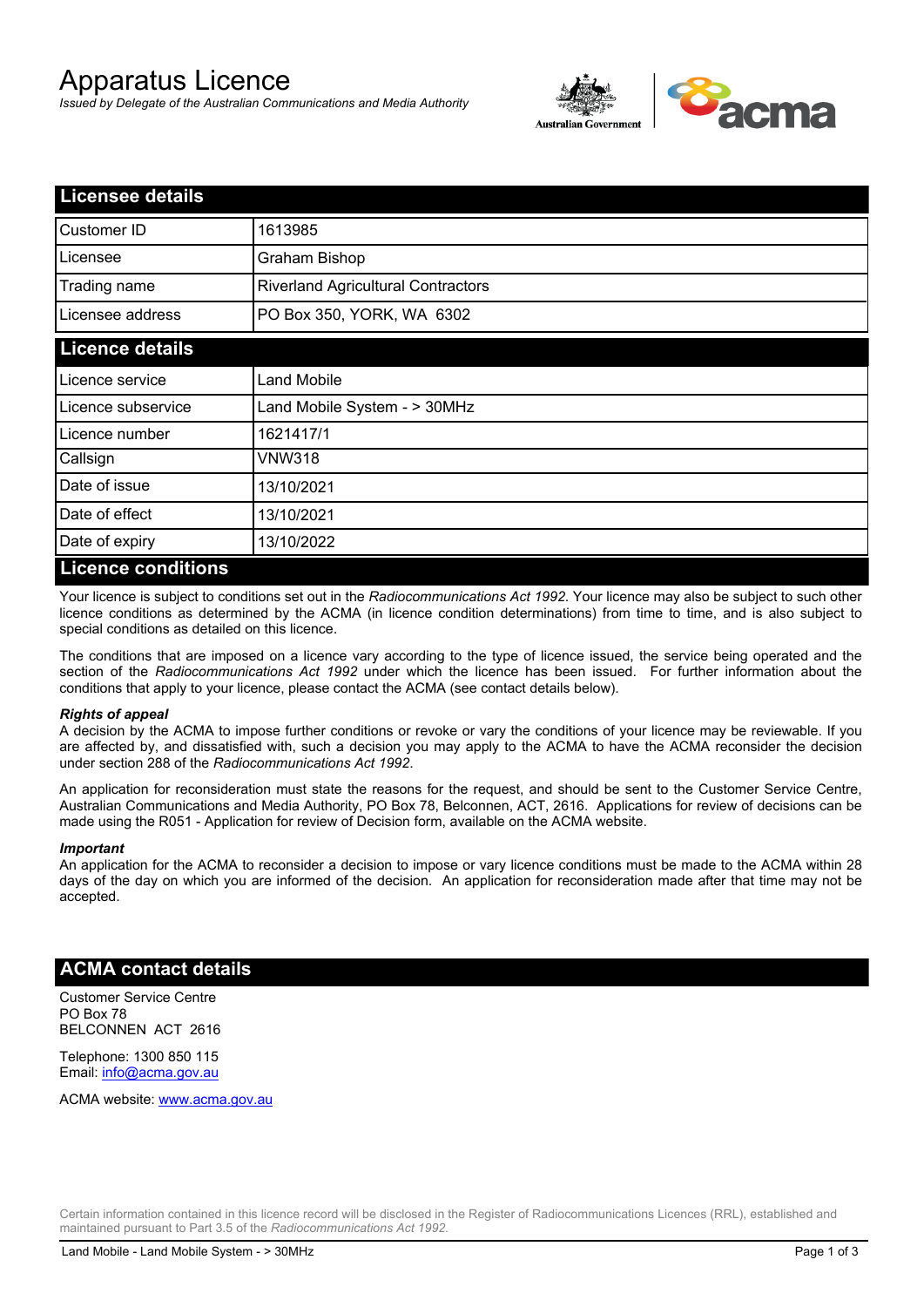# Apparatus Licence

*Issued by Delegate of the Australian Communications and Media Authority*

## Licensee details

| Customer ID | 1613985 |
|---|---|
| Licensee | Graham Bishop |
| Trading name | Riverland Agricultural Contractors |
| Licensee address | PO Box 350, YORK, WA 6302 |

## Licence details

| Licence service | Land Mobile |
|---|---|
| Licence subservice | Land Mobile System - > 30MHz |
| Licence number | 1621417/1 |
| Callsign | VNW318 |
| Date of issue | 13/10/2021 |
| Date of effect | 13/10/2021 |
| Date of expiry | 13/10/2022 |

## Licence conditions

Your licence is subject to conditions set out in the *Radiocommunications Act 1992*. Your licence may also be subject to such other licence conditions as determined by the ACMA (in licence condition determinations) from time to time, and is also subject to special conditions as detailed on this licence.

The conditions that are imposed on a licence vary according to the type of licence issued, the service being operated and the section of the *Radiocommunications Act 1992* under which the licence has been issued. For further information about the conditions that apply to your licence, please contact the ACMA (see contact details below).

***Rights of appeal***

A decision by the ACMA to impose further conditions or revoke or vary the conditions of your licence may be reviewable. If you are affected by, and dissatisfied with, such a decision you may apply to the ACMA to have the ACMA reconsider the decision under section 288 of the *Radiocommunications Act 1992*.

An application for reconsideration must state the reasons for the request, and should be sent to the Customer Service Centre, Australian Communications and Media Authority, PO Box 78, Belconnen, ACT, 2616. Applications for review of decisions can be made using the R051 - Application for review of Decision form, available on the ACMA website.

***Important***

An application for the ACMA to reconsider a decision to impose or vary licence conditions must be made to the ACMA within 28 days of the day on which you are informed of the decision. An application for reconsideration made after that time may not be accepted.

## ACMA contact details

Customer Service Centre
PO Box 78
BELCONNEN ACT 2616

Telephone: 1300 850 115
Email: info@acma.gov.au

ACMA website: www.acma.gov.au

Certain information contained in this licence record will be disclosed in the Register of Radiocommunications Licences (RRL), established and maintained pursuant to Part 3.5 of the *Radiocommunications Act 1992.*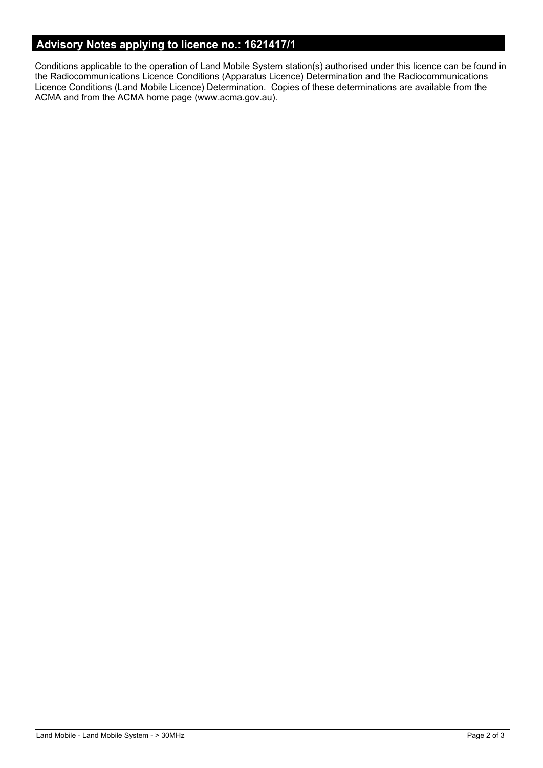## Advisory Notes applying to licence no.: 1621417/1

Conditions applicable to the operation of Land Mobile System station(s) authorised under this licence can be found in the Radiocommunications Licence Conditions (Apparatus Licence) Determination and the Radiocommunications Licence Conditions (Land Mobile Licence) Determination. Copies of these determinations are available from the ACMA and from the ACMA home page (www.acma.gov.au).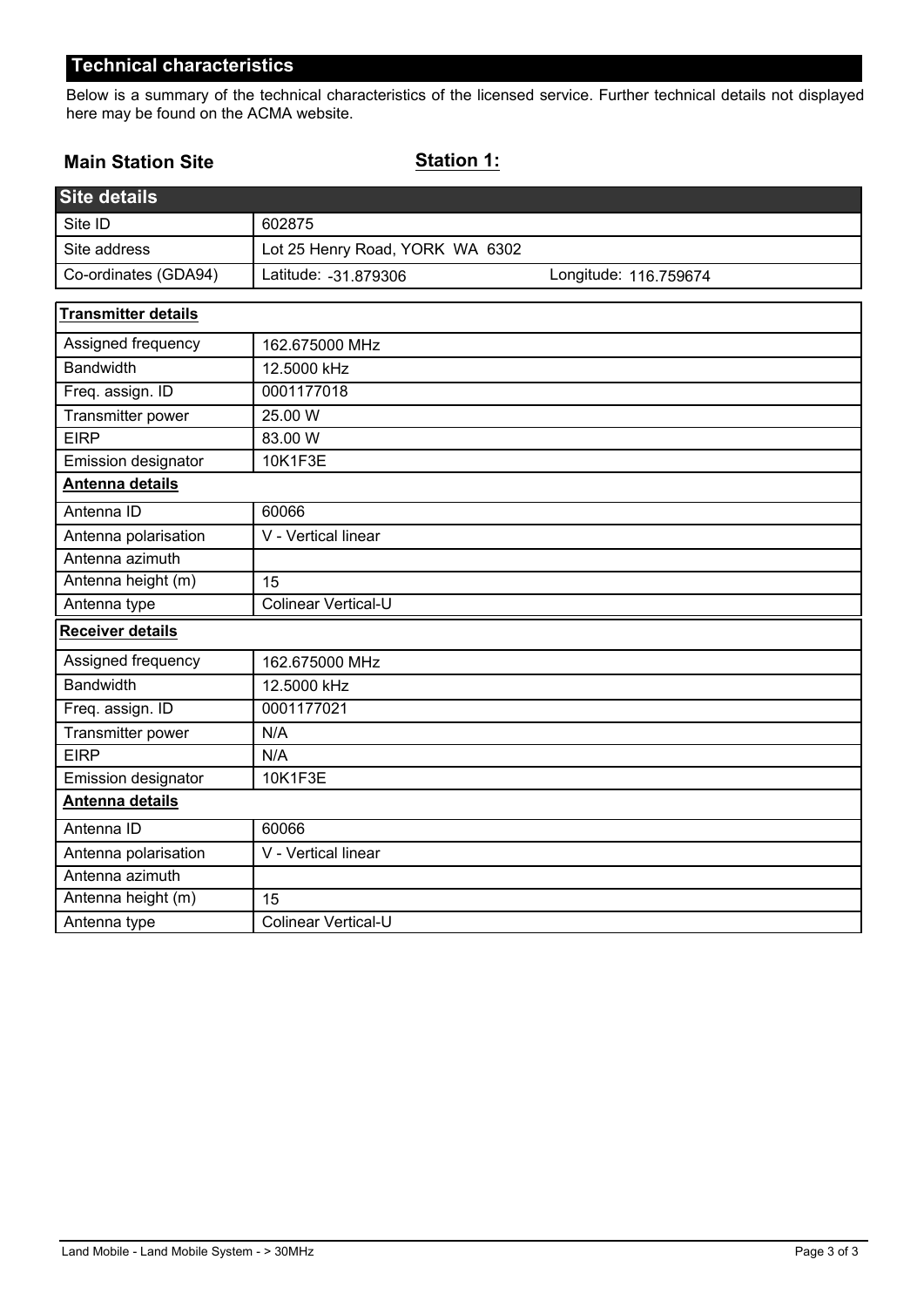## Technical characteristics

Below is a summary of the technical characteristics of the licensed service. Further technical details not displayed here may be found on the ACMA website.

**Main Station Site** **Station 1:**

| Site details | | |
|---|---|---|
| Site ID | 602875 | |
| Site address | Lot 25 Henry Road, YORK WA 6302 | |
| Co-ordinates (GDA94) | Latitude: -31.879306 | Longitude: 116.759674 |

| Transmitter details | |
|---|---|
| Assigned frequency | 162.675000 MHz |
| Bandwidth | 12.5000 kHz |
| Freq. assign. ID | 0001177018 |
| Transmitter power | 25.00 W |
| EIRP | 83.00 W |
| Emission designator | 10K1F3E |
| **Antenna details** | |
| Antenna ID | 60066 |
| Antenna polarisation | V - Vertical linear |
| Antenna azimuth | |
| Antenna height (m) | 15 |
| Antenna type | Colinear Vertical-U |

| Receiver details | |
|---|---|
| Assigned frequency | 162.675000 MHz |
| Bandwidth | 12.5000 kHz |
| Freq. assign. ID | 0001177021 |
| Transmitter power | N/A |
| EIRP | N/A |
| Emission designator | 10K1F3E |
| **Antenna details** | |
| Antenna ID | 60066 |
| Antenna polarisation | V - Vertical linear |
| Antenna azimuth | |
| Antenna height (m) | 15 |
| Antenna type | Colinear Vertical-U |